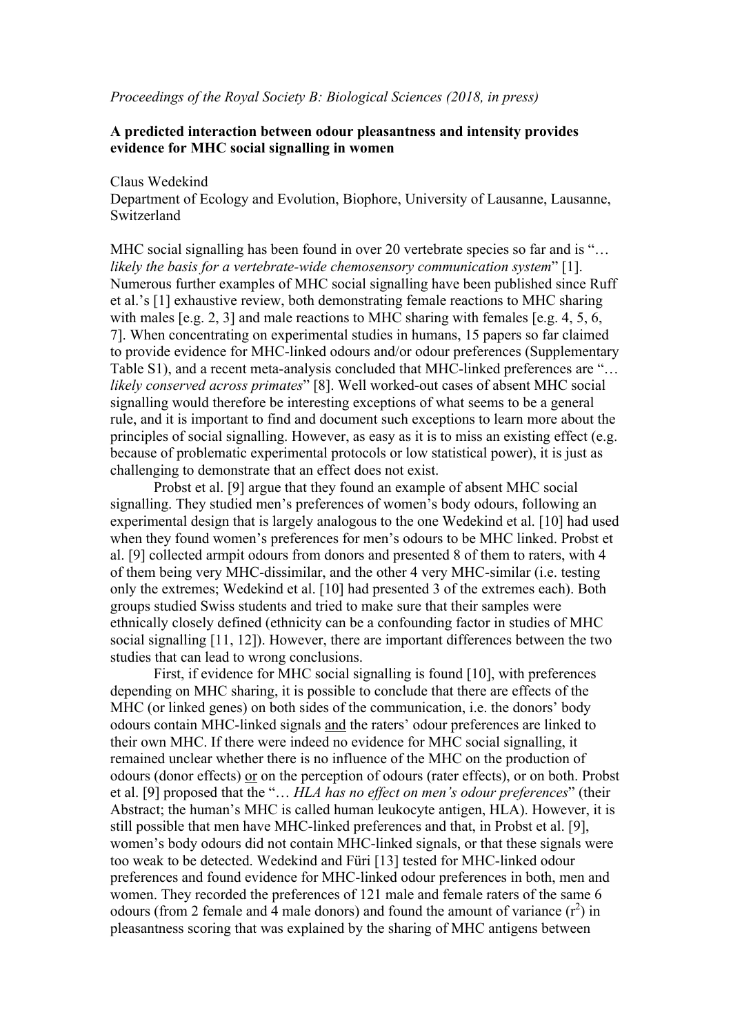*Proceedings of the Royal Society B: Biological Sciences (2018, in press)*

# A predicted interaction between odour pleasantness and intensity provides evidence for MHC social signalling in women

Claus Wedekind

Department of Ecology and Evolution, Biophore, University of Lausanne, Lausanne, Switzerland

MHC social signalling has been found in over 20 vertebrate species so far and is "*… likely the basis for a vertebrate-wide chemosensory communication system*" [1]. Numerous further examples of MHC social signalling have been published since Ruff et al.'s [1] exhaustive review, both demonstrating female reactions to MHC sharing with males [e.g. 2, 3] and male reactions to MHC sharing with females [e.g. 4, 5, 6, 7]. When concentrating on experimental studies in humans, 15 papers so far claimed to provide evidence for MHC-linked odours and/or odour preferences (Supplementary Table S1), and a recent meta-analysis concluded that MHC-linked preferences are "*… likely conserved across primates*" [8]. Well worked-out cases of absent MHC social signalling would therefore be interesting exceptions of what seems to be a general rule, and it is important to find and document such exceptions to learn more about the principles of social signalling. However, as easy as it is to miss an existing effect (e.g. because of problematic experimental protocols or low statistical power), it is just as challenging to demonstrate that an effect does not exist.

Probst et al. [9] argue that they found an example of absent MHC social signalling. They studied men's preferences of women's body odours, following an experimental design that is largely analogous to the one Wedekind et al. [10] had used when they found women's preferences for men's odours to be MHC linked. Probst et al. [9] collected armpit odours from donors and presented 8 of them to raters, with 4 of them being very MHC-dissimilar, and the other 4 very MHC-similar (i.e. testing only the extremes; Wedekind et al. [10] had presented 3 of the extremes each). Both groups studied Swiss students and tried to make sure that their samples were ethnically closely defined (ethnicity can be a confounding factor in studies of MHC social signalling [11, 12]). However, there are important differences between the two studies that can lead to wrong conclusions.

First, if evidence for MHC social signalling is found [10], with preferences depending on MHC sharing, it is possible to conclude that there are effects of the MHC (or linked genes) on both sides of the communication, i.e. the donors' body odours contain MHC-linked signals <u>and</u> the raters' odour preferences are linked to their own MHC. If there were indeed no evidence for MHC social signalling, it remained unclear whether there is no influence of the MHC on the production of odours (donor effects) <u>or</u> on the perception of odours (rater effects), or on both. Probst et al. [9] proposed that the "*… HLA has no effect on men's odour preferences*" (their Abstract; the human's MHC is called human leukocyte antigen, HLA). However, it is still possible that men have MHC-linked preferences and that, in Probst et al. [9], women's body odours did not contain MHC-linked signals, or that these signals were too weak to be detected. Wedekind and Füri [13] tested for MHC-linked odour preferences and found evidence for MHC-linked odour preferences in both, men and women. They recorded the preferences of 121 male and female raters of the same 6 odours (from 2 female and 4 male donors) and found the amount of variance ($r^2$) in pleasantness scoring that was explained by the sharing of MHC antigens between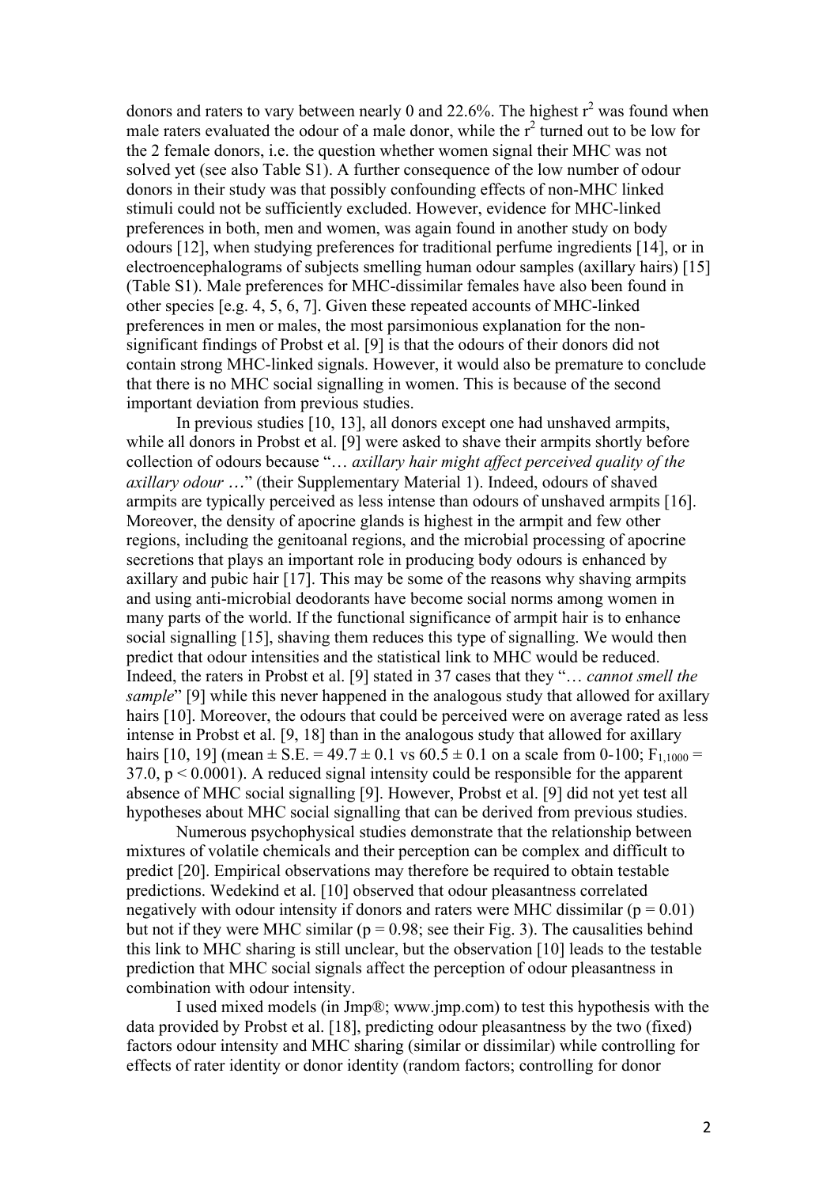donors and raters to vary between nearly 0 and 22.6%. The highest $r^2$ was found when male raters evaluated the odour of a male donor, while the $r^2$ turned out to be low for the 2 female donors, i.e. the question whether women signal their MHC was not solved yet (see also Table S1). A further consequence of the low number of odour donors in their study was that possibly confounding effects of non-MHC linked stimuli could not be sufficiently excluded. However, evidence for MHC-linked preferences in both, men and women, was again found in another study on body odours [12], when studying preferences for traditional perfume ingredients [14], or in electroencephalograms of subjects smelling human odour samples (axillary hairs) [15] (Table S1). Male preferences for MHC-dissimilar females have also been found in other species [e.g. 4, 5, 6, 7]. Given these repeated accounts of MHC-linked preferences in men or males, the most parsimonious explanation for the non-significant findings of Probst et al. [9] is that the odours of their donors did not contain strong MHC-linked signals. However, it would also be premature to conclude that there is no MHC social signalling in women. This is because of the second important deviation from previous studies.

In previous studies [10, 13], all donors except one had unshaved armpits, while all donors in Probst et al. [9] were asked to shave their armpits shortly before collection of odours because "… *axillary hair might affect perceived quality of the axillary odour* …" (their Supplementary Material 1). Indeed, odours of shaved armpits are typically perceived as less intense than odours of unshaved armpits [16]. Moreover, the density of apocrine glands is highest in the armpit and few other regions, including the genitoanal regions, and the microbial processing of apocrine secretions that plays an important role in producing body odours is enhanced by axillary and pubic hair [17]. This may be some of the reasons why shaving armpits and using anti-microbial deodorants have become social norms among women in many parts of the world. If the functional significance of armpit hair is to enhance social signalling [15], shaving them reduces this type of signalling. We would then predict that odour intensities and the statistical link to MHC would be reduced. Indeed, the raters in Probst et al. [9] stated in 37 cases that they "… *cannot smell the sample*" [9] while this never happened in the analogous study that allowed for axillary hairs [10]. Moreover, the odours that could be perceived were on average rated as less intense in Probst et al. [9, 18] than in the analogous study that allowed for axillary hairs [10, 19] (mean ± S.E. = 49.7 ± 0.1 vs 60.5 ± 0.1 on a scale from 0-100; $F_{1,1000}$ = 37.0, $p < 0.0001$). A reduced signal intensity could be responsible for the apparent absence of MHC social signalling [9]. However, Probst et al. [9] did not yet test all hypotheses about MHC social signalling that can be derived from previous studies.

Numerous psychophysical studies demonstrate that the relationship between mixtures of volatile chemicals and their perception can be complex and difficult to predict [20]. Empirical observations may therefore be required to obtain testable predictions. Wedekind et al. [10] observed that odour pleasantness correlated negatively with odour intensity if donors and raters were MHC dissimilar ($p = 0.01$) but not if they were MHC similar ($p = 0.98$; see their Fig. 3). The causalities behind this link to MHC sharing is still unclear, but the observation [10] leads to the testable prediction that MHC social signals affect the perception of odour pleasantness in combination with odour intensity.

I used mixed models (in Jmp®; www.jmp.com) to test this hypothesis with the data provided by Probst et al. [18], predicting odour pleasantness by the two (fixed) factors odour intensity and MHC sharing (similar or dissimilar) while controlling for effects of rater identity or donor identity (random factors; controlling for donor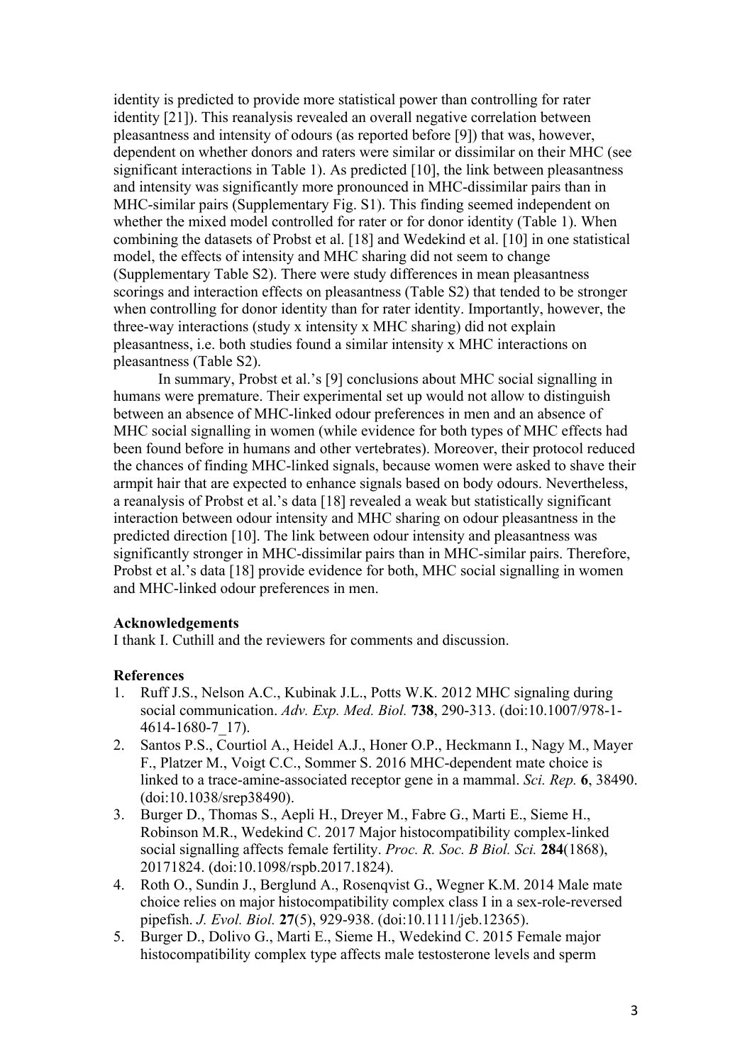identity is predicted to provide more statistical power than controlling for rater identity [21]). This reanalysis revealed an overall negative correlation between pleasantness and intensity of odours (as reported before [9]) that was, however, dependent on whether donors and raters were similar or dissimilar on their MHC (see significant interactions in Table 1). As predicted [10], the link between pleasantness and intensity was significantly more pronounced in MHC-dissimilar pairs than in MHC-similar pairs (Supplementary Fig. S1). This finding seemed independent on whether the mixed model controlled for rater or for donor identity (Table 1). When combining the datasets of Probst et al. [18] and Wedekind et al. [10] in one statistical model, the effects of intensity and MHC sharing did not seem to change (Supplementary Table S2). There were study differences in mean pleasantness scorings and interaction effects on pleasantness (Table S2) that tended to be stronger when controlling for donor identity than for rater identity. Importantly, however, the three-way interactions (study x intensity x MHC sharing) did not explain pleasantness, i.e. both studies found a similar intensity x MHC interactions on pleasantness (Table S2).

In summary, Probst et al.'s [9] conclusions about MHC social signalling in humans were premature. Their experimental set up would not allow to distinguish between an absence of MHC-linked odour preferences in men and an absence of MHC social signalling in women (while evidence for both types of MHC effects had been found before in humans and other vertebrates). Moreover, their protocol reduced the chances of finding MHC-linked signals, because women were asked to shave their armpit hair that are expected to enhance signals based on body odours. Nevertheless, a reanalysis of Probst et al.'s data [18] revealed a weak but statistically significant interaction between odour intensity and MHC sharing on odour pleasantness in the predicted direction [10]. The link between odour intensity and pleasantness was significantly stronger in MHC-dissimilar pairs than in MHC-similar pairs. Therefore, Probst et al.'s data [18] provide evidence for both, MHC social signalling in women and MHC-linked odour preferences in men.

**Acknowledgements**

I thank I. Cuthill and the reviewers for comments and discussion.

**References**

1. Ruff J.S., Nelson A.C., Kubinak J.L., Potts W.K. 2012 MHC signaling during social communication. *Adv. Exp. Med. Biol.* **738**, 290-313. (doi:10.1007/978-1-4614-1680-7_17).
2. Santos P.S., Courtiol A., Heidel A.J., Honer O.P., Heckmann I., Nagy M., Mayer F., Platzer M., Voigt C.C., Sommer S. 2016 MHC-dependent mate choice is linked to a trace-amine-associated receptor gene in a mammal. *Sci. Rep.* **6**, 38490. (doi:10.1038/srep38490).
3. Burger D., Thomas S., Aepli H., Dreyer M., Fabre G., Marti E., Sieme H., Robinson M.R., Wedekind C. 2017 Major histocompatibility complex-linked social signalling affects female fertility. *Proc. R. Soc. B Biol. Sci.* **284**(1868), 20171824. (doi:10.1098/rspb.2017.1824).
4. Roth O., Sundin J., Berglund A., Rosenqvist G., Wegner K.M. 2014 Male mate choice relies on major histocompatibility complex class I in a sex-role-reversed pipefish. *J. Evol. Biol.* **27**(5), 929-938. (doi:10.1111/jeb.12365).
5. Burger D., Dolivo G., Marti E., Sieme H., Wedekind C. 2015 Female major histocompatibility complex type affects male testosterone levels and sperm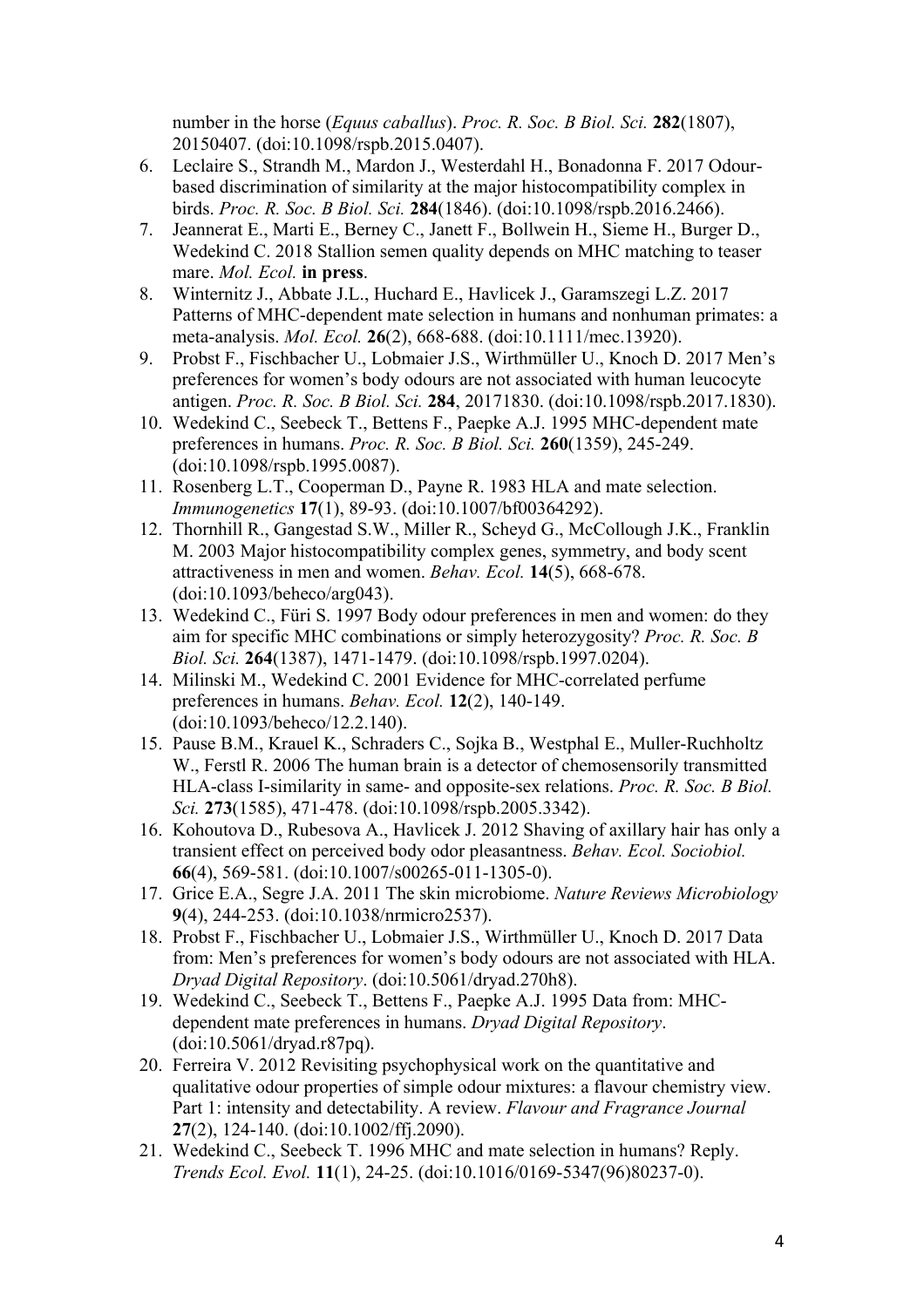number in the horse (*Equus caballus*). *Proc. R. Soc. B Biol. Sci.* **282**(1807), 20150407. (doi:10.1098/rspb.2015.0407).

6. Leclaire S., Strandh M., Mardon J., Westerdahl H., Bonadonna F. 2017 Odour-based discrimination of similarity at the major histocompatibility complex in birds. *Proc. R. Soc. B Biol. Sci.* **284**(1846). (doi:10.1098/rspb.2016.2466).
7. Jeannerat E., Marti E., Berney C., Janett F., Bollwein H., Sieme H., Burger D., Wedekind C. 2018 Stallion semen quality depends on MHC matching to teaser mare. *Mol. Ecol.* **in press**.
8. Winternitz J., Abbate J.L., Huchard E., Havlicek J., Garamszegi L.Z. 2017 Patterns of MHC-dependent mate selection in humans and nonhuman primates: a meta-analysis. *Mol. Ecol.* **26**(2), 668-688. (doi:10.1111/mec.13920).
9. Probst F., Fischbacher U., Lobmaier J.S., Wirthmüller U., Knoch D. 2017 Men's preferences for women's body odours are not associated with human leucocyte antigen. *Proc. R. Soc. B Biol. Sci.* **284**, 20171830. (doi:10.1098/rspb.2017.1830).
10. Wedekind C., Seebeck T., Bettens F., Paepke A.J. 1995 MHC-dependent mate preferences in humans. *Proc. R. Soc. B Biol. Sci.* **260**(1359), 245-249. (doi:10.1098/rspb.1995.0087).
11. Rosenberg L.T., Cooperman D., Payne R. 1983 HLA and mate selection. *Immunogenetics* **17**(1), 89-93. (doi:10.1007/bf00364292).
12. Thornhill R., Gangestad S.W., Miller R., Scheyd G., McCollough J.K., Franklin M. 2003 Major histocompatibility complex genes, symmetry, and body scent attractiveness in men and women. *Behav. Ecol.* **14**(5), 668-678. (doi:10.1093/beheco/arg043).
13. Wedekind C., Füri S. 1997 Body odour preferences in men and women: do they aim for specific MHC combinations or simply heterozygosity? *Proc. R. Soc. B Biol. Sci.* **264**(1387), 1471-1479. (doi:10.1098/rspb.1997.0204).
14. Milinski M., Wedekind C. 2001 Evidence for MHC-correlated perfume preferences in humans. *Behav. Ecol.* **12**(2), 140-149. (doi:10.1093/beheco/12.2.140).
15. Pause B.M., Krauel K., Schraders C., Sojka B., Westphal E., Muller-Ruchholtz W., Ferstl R. 2006 The human brain is a detector of chemosensorily transmitted HLA-class I-similarity in same- and opposite-sex relations. *Proc. R. Soc. B Biol. Sci.* **273**(1585), 471-478. (doi:10.1098/rspb.2005.3342).
16. Kohoutova D., Rubesova A., Havlicek J. 2012 Shaving of axillary hair has only a transient effect on perceived body odor pleasantness. *Behav. Ecol. Sociobiol.* **66**(4), 569-581. (doi:10.1007/s00265-011-1305-0).
17. Grice E.A., Segre J.A. 2011 The skin microbiome. *Nature Reviews Microbiology* **9**(4), 244-253. (doi:10.1038/nrmicro2537).
18. Probst F., Fischbacher U., Lobmaier J.S., Wirthmüller U., Knoch D. 2017 Data from: Men's preferences for women's body odours are not associated with HLA. *Dryad Digital Repository*. (doi:10.5061/dryad.270h8).
19. Wedekind C., Seebeck T., Bettens F., Paepke A.J. 1995 Data from: MHC-dependent mate preferences in humans. *Dryad Digital Repository*. (doi:10.5061/dryad.r87pq).
20. Ferreira V. 2012 Revisiting psychophysical work on the quantitative and qualitative odour properties of simple odour mixtures: a flavour chemistry view. Part 1: intensity and detectability. A review. *Flavour and Fragrance Journal* **27**(2), 124-140. (doi:10.1002/ffj.2090).
21. Wedekind C., Seebeck T. 1996 MHC and mate selection in humans? Reply. *Trends Ecol. Evol.* **11**(1), 24-25. (doi:10.1016/0169-5347(96)80237-0).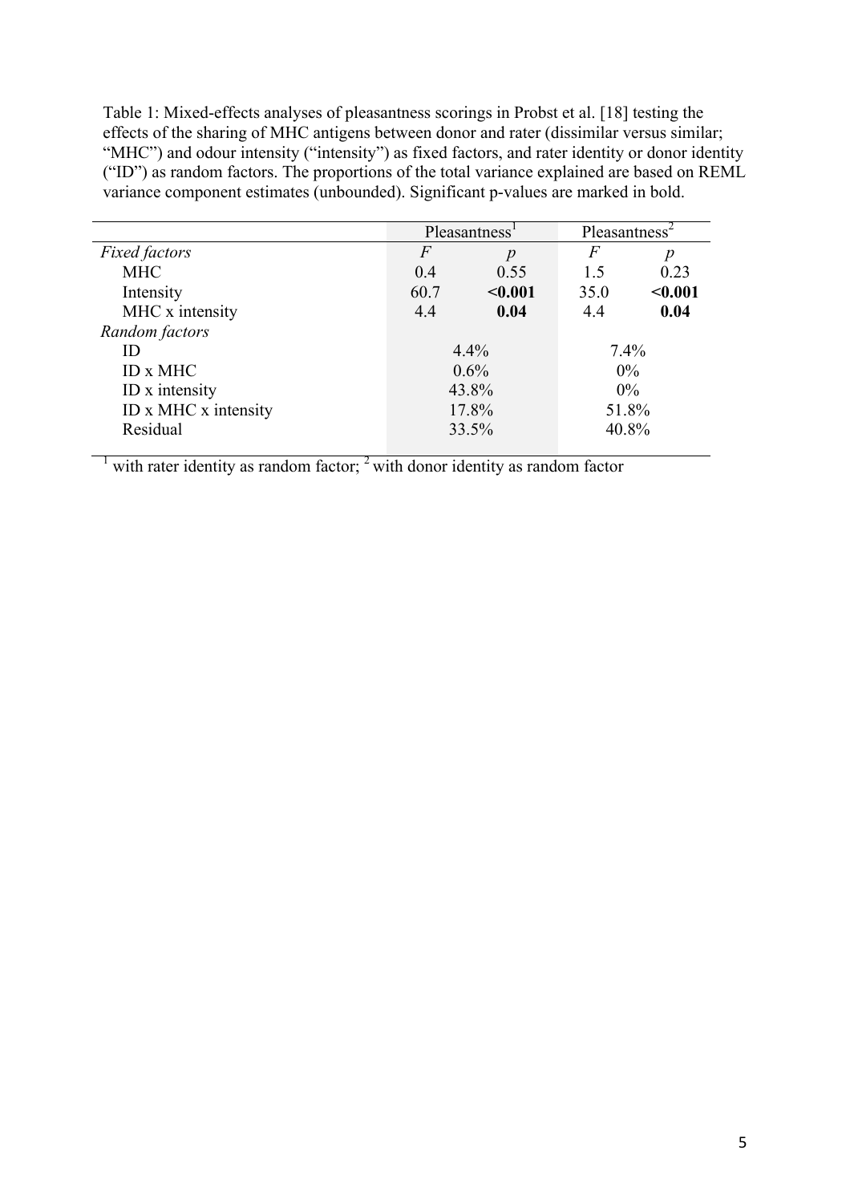Table 1: Mixed-effects analyses of pleasantness scorings in Probst et al. [18] testing the effects of the sharing of MHC antigens between donor and rater (dissimilar versus similar; "MHC") and odour intensity ("intensity") as fixed factors, and rater identity or donor identity ("ID") as random factors. The proportions of the total variance explained are based on REML variance component estimates (unbounded). Significant p-values are marked in bold.

| | Pleasantness[1] | | Pleasantness[2] | |
|---|---|---|---|---|
| *Fixed factors* | $F$ | $p$ | $F$ | $p$ |
| MHC | 0.4 | 0.55 | 1.5 | 0.23 |
| Intensity | 60.7 | **<0.001** | 35.0 | **<0.001** |
| MHC x intensity | 4.4 | **0.04** | 4.4 | **0.04** |
| *Random factors* | | | | |
| ID | 4.4% | | 7.4% | |
| ID x MHC | 0.6% | | 0% | |
| ID x intensity | 43.8% | | 0% | |
| ID x MHC x intensity | 17.8% | | 51.8% | |
| Residual | 33.5% | | 40.8% | |

[1] with rater identity as random factor; [2] with donor identity as random factor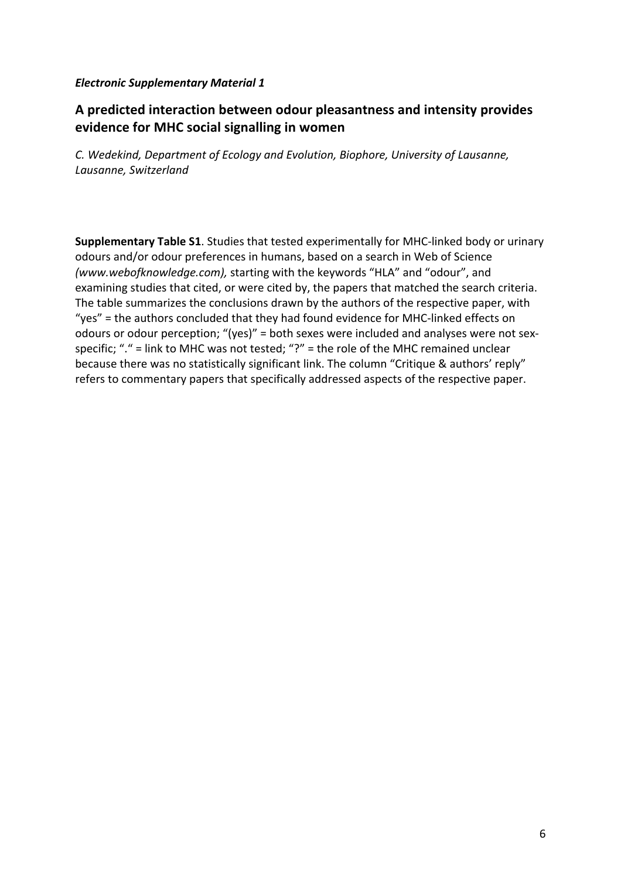***Electronic Supplementary Material 1***

## A predicted interaction between odour pleasantness and intensity provides evidence for MHC social signalling in women

*C. Wedekind, Department of Ecology and Evolution, Biophore, University of Lausanne, Lausanne, Switzerland*

**Supplementary Table S1**. Studies that tested experimentally for MHC-linked body or urinary odours and/or odour preferences in humans, based on a search in Web of Science *(www.webofknowledge.com),* starting with the keywords "HLA" and "odour", and examining studies that cited, or were cited by, the papers that matched the search criteria. The table summarizes the conclusions drawn by the authors of the respective paper, with "yes" = the authors concluded that they had found evidence for MHC-linked effects on odours or odour perception; "(yes)" = both sexes were included and analyses were not sex-specific; "." = link to MHC was not tested; "?" = the role of the MHC remained unclear because there was no statistically significant link. The column "Critique & authors' reply" refers to commentary papers that specifically addressed aspects of the respective paper.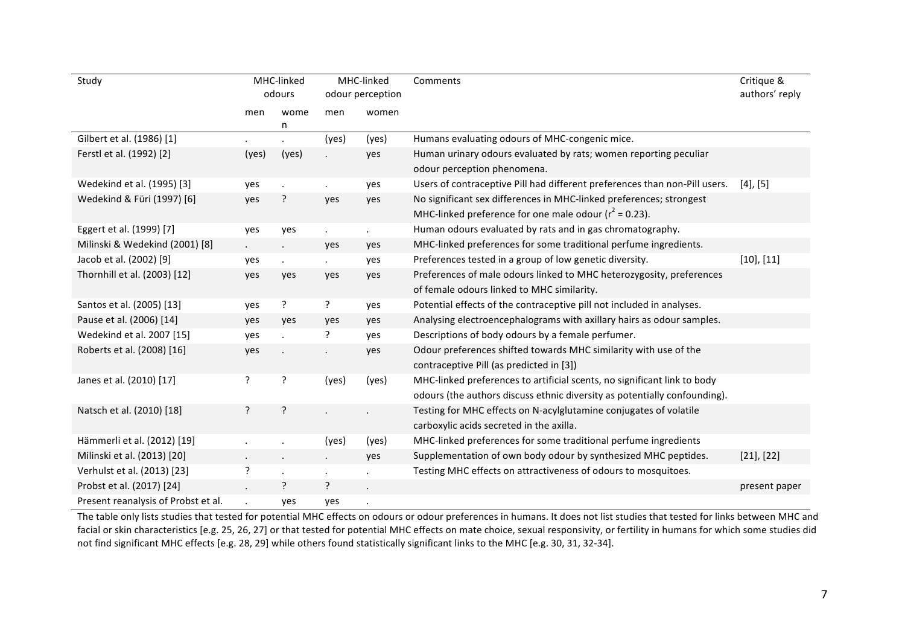| Study | MHC-linked odours | | MHC-linked odour perception | | Comments | Critique & authors' reply |
|---|---|---|---|---|---|---|
| | men | women | men | women | | |
| Gilbert et al. (1986) [1] | . | . | (yes) | (yes) | Humans evaluating odours of MHC-congenic mice. | |
| Ferstl et al. (1992) [2] | (yes) | (yes) | . | yes | Human urinary odours evaluated by rats; women reporting peculiar odour perception phenomena. | |
| Wedekind et al. (1995) [3] | yes | . | . | yes | Users of contraceptive Pill had different preferences than non-Pill users. | [4], [5] |
| Wedekind & Füri (1997) [6] | yes | ? | yes | yes | No significant sex differences in MHC-linked preferences; strongest MHC-linked preference for one male odour ($r^2$ = 0.23). | |
| Eggert et al. (1999) [7] | yes | yes | . | . | Human odours evaluated by rats and in gas chromatography. | |
| Milinski & Wedekind (2001) [8] | . | . | yes | yes | MHC-linked preferences for some traditional perfume ingredients. | |
| Jacob et al. (2002) [9] | yes | . | . | yes | Preferences tested in a group of low genetic diversity. | [10], [11] |
| Thornhill et al. (2003) [12] | yes | yes | yes | yes | Preferences of male odours linked to MHC heterozygosity, preferences of female odours linked to MHC similarity. | |
| Santos et al. (2005) [13] | yes | ? | ? | yes | Potential effects of the contraceptive pill not included in analyses. | |
| Pause et al. (2006) [14] | yes | yes | yes | yes | Analysing electroencephalograms with axillary hairs as odour samples. | |
| Wedekind et al. 2007 [15] | yes | . | ? | yes | Descriptions of body odours by a female perfumer. | |
| Roberts et al. (2008) [16] | yes | . | . | yes | Odour preferences shifted towards MHC similarity with use of the contraceptive Pill (as predicted in [3]) | |
| Janes et al. (2010) [17] | ? | ? | (yes) | (yes) | MHC-linked preferences to artificial scents, no significant link to body odours (the authors discuss ethnic diversity as potentially confounding). | |
| Natsch et al. (2010) [18] | ? | ? | . | . | Testing for MHC effects on N-acylglutamine conjugates of volatile carboxylic acids secreted in the axilla. | |
| Hämmerli et al. (2012) [19] | . | . | (yes) | (yes) | MHC-linked preferences for some traditional perfume ingredients | |
| Milinski et al. (2013) [20] | . | . | . | yes | Supplementation of own body odour by synthesized MHC peptides. | [21], [22] |
| Verhulst et al. (2013) [23] | ? | . | . | . | Testing MHC effects on attractiveness of odours to mosquitoes. | |
| Probst et al. (2017) [24] | . | ? | ? | . | | present paper |
| Present reanalysis of Probst et al. | . | yes | yes | . | | |

The table only lists studies that tested for potential MHC effects on odours or odour preferences in humans. It does not list studies that tested for links between MHC and facial or skin characteristics [e.g. 25, 26, 27] or that tested for potential MHC effects on mate choice, sexual responsivity, or fertility in humans for which some studies did not find significant MHC effects [e.g. 28, 29] while others found statistically significant links to the MHC [e.g. 30, 31, 32-34].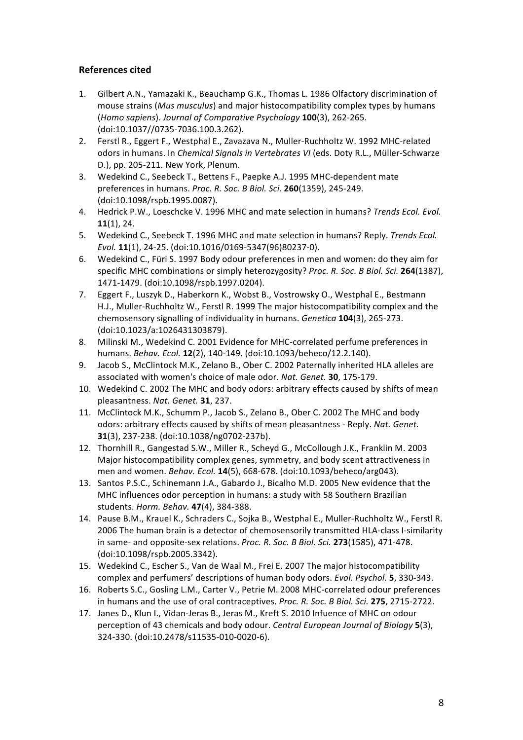## References cited

1. Gilbert A.N., Yamazaki K., Beauchamp G.K., Thomas L. 1986 Olfactory discrimination of mouse strains (*Mus musculus*) and major histocompatibility complex types by humans (*Homo sapiens*). *Journal of Comparative Psychology* **100**(3), 262-265. (doi:10.1037//0735-7036.100.3.262).
2. Ferstl R., Eggert F., Westphal E., Zavazava N., Muller-Ruchholtz W. 1992 MHC-related odors in humans. In *Chemical Signals in Vertebrates VI* (eds. Doty R.L., Müller-Schwarze D.), pp. 205-211. New York, Plenum.
3. Wedekind C., Seebeck T., Bettens F., Paepke A.J. 1995 MHC-dependent mate preferences in humans. *Proc. R. Soc. B Biol. Sci.* **260**(1359), 245-249. (doi:10.1098/rspb.1995.0087).
4. Hedrick P.W., Loeschcke V. 1996 MHC and mate selection in humans? *Trends Ecol. Evol.* **11**(1), 24.
5. Wedekind C., Seebeck T. 1996 MHC and mate selection in humans? Reply. *Trends Ecol. Evol.* **11**(1), 24-25. (doi:10.1016/0169-5347(96)80237-0).
6. Wedekind C., Füri S. 1997 Body odour preferences in men and women: do they aim for specific MHC combinations or simply heterozygosity? *Proc. R. Soc. B Biol. Sci.* **264**(1387), 1471-1479. (doi:10.1098/rspb.1997.0204).
7. Eggert F., Luszyk D., Haberkorn K., Wobst B., Vostrowsky O., Westphal E., Bestmann H.J., Muller-Ruchholtz W., Ferstl R. 1999 The major histocompatibility complex and the chemosensory signalling of individuality in humans. *Genetica* **104**(3), 265-273. (doi:10.1023/a:1026431303879).
8. Milinski M., Wedekind C. 2001 Evidence for MHC-correlated perfume preferences in humans. *Behav. Ecol.* **12**(2), 140-149. (doi:10.1093/beheco/12.2.140).
9. Jacob S., McClintock M.K., Zelano B., Ober C. 2002 Paternally inherited HLA alleles are associated with women's choice of male odor. *Nat. Genet.* **30**, 175-179.
10. Wedekind C. 2002 The MHC and body odors: arbitrary effects caused by shifts of mean pleasantness. *Nat. Genet.* **31**, 237.
11. McClintock M.K., Schumm P., Jacob S., Zelano B., Ober C. 2002 The MHC and body odors: arbitrary effects caused by shifts of mean pleasantness - Reply. *Nat. Genet.* **31**(3), 237-238. (doi:10.1038/ng0702-237b).
12. Thornhill R., Gangestad S.W., Miller R., Scheyd G., McCollough J.K., Franklin M. 2003 Major histocompatibility complex genes, symmetry, and body scent attractiveness in men and women. *Behav. Ecol.* **14**(5), 668-678. (doi:10.1093/beheco/arg043).
13. Santos P.S.C., Schinemann J.A., Gabardo J., Bicalho M.D. 2005 New evidence that the MHC influences odor perception in humans: a study with 58 Southern Brazilian students. *Horm. Behav.* **47**(4), 384-388.
14. Pause B.M., Krauel K., Schraders C., Sojka B., Westphal E., Muller-Ruchholtz W., Ferstl R. 2006 The human brain is a detector of chemosensorily transmitted HLA-class I-similarity in same- and opposite-sex relations. *Proc. R. Soc. B Biol. Sci.* **273**(1585), 471-478. (doi:10.1098/rspb.2005.3342).
15. Wedekind C., Escher S., Van de Waal M., Frei E. 2007 The major histocompatibility complex and perfumers' descriptions of human body odors. *Evol. Psychol.* **5**, 330-343.
16. Roberts S.C., Gosling L.M., Carter V., Petrie M. 2008 MHC-correlated odour preferences in humans and the use of oral contraceptives. *Proc. R. Soc. B Biol. Sci.* **275**, 2715-2722.
17. Janes D., Klun I., Vidan-Jeras B., Jeras M., Kreft S. 2010 Infuence of MHC on odour perception of 43 chemicals and body odour. *Central European Journal of Biology* **5**(3), 324-330. (doi:10.2478/s11535-010-0020-6).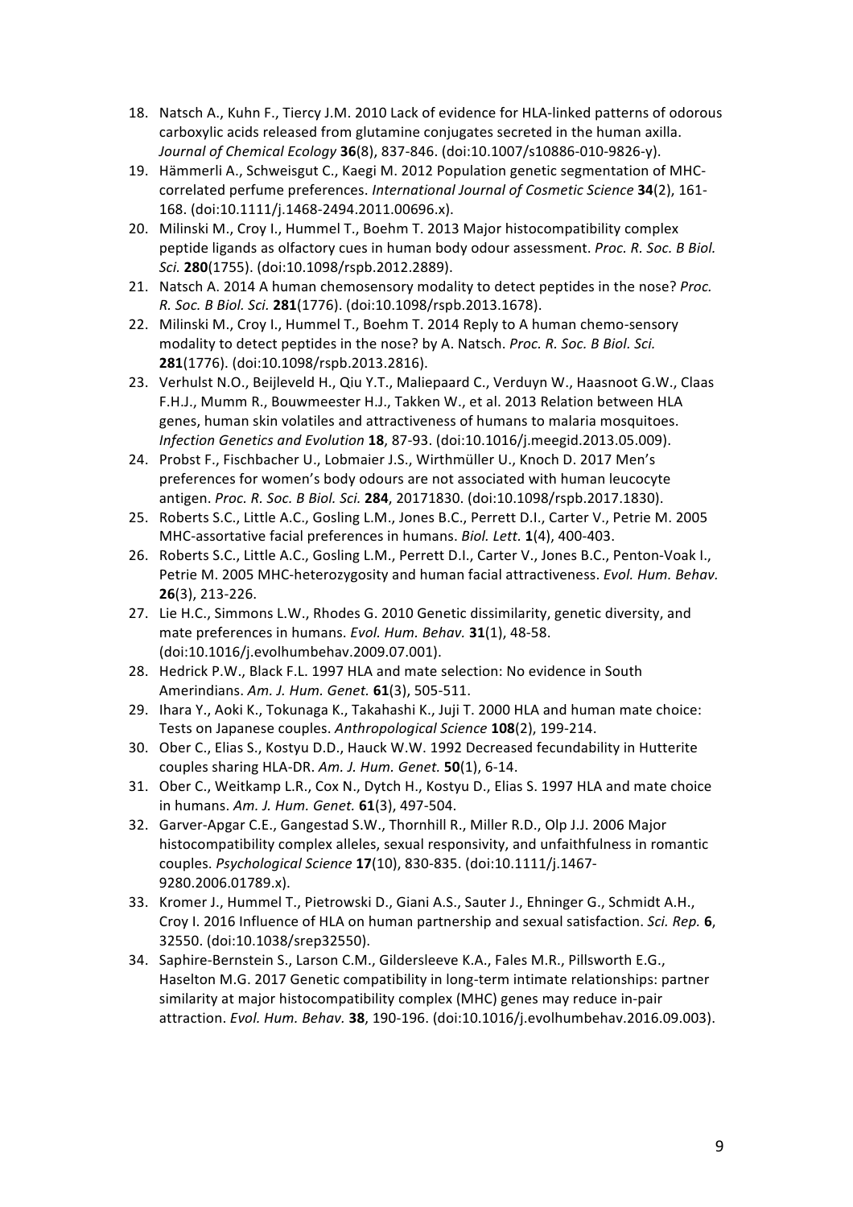18. Natsch A., Kuhn F., Tiercy J.M. 2010 Lack of evidence for HLA-linked patterns of odorous carboxylic acids released from glutamine conjugates secreted in the human axilla. *Journal of Chemical Ecology* **36**(8), 837-846. (doi:10.1007/s10886-010-9826-y).
19. Hämmerli A., Schweisgut C., Kaegi M. 2012 Population genetic segmentation of MHC-correlated perfume preferences. *International Journal of Cosmetic Science* **34**(2), 161-168. (doi:10.1111/j.1468-2494.2011.00696.x).
20. Milinski M., Croy I., Hummel T., Boehm T. 2013 Major histocompatibility complex peptide ligands as olfactory cues in human body odour assessment. *Proc. R. Soc. B Biol. Sci.* **280**(1755). (doi:10.1098/rspb.2012.2889).
21. Natsch A. 2014 A human chemosensory modality to detect peptides in the nose? *Proc. R. Soc. B Biol. Sci.* **281**(1776). (doi:10.1098/rspb.2013.1678).
22. Milinski M., Croy I., Hummel T., Boehm T. 2014 Reply to A human chemo-sensory modality to detect peptides in the nose? by A. Natsch. *Proc. R. Soc. B Biol. Sci.* **281**(1776). (doi:10.1098/rspb.2013.2816).
23. Verhulst N.O., Beijleveld H., Qiu Y.T., Maliepaard C., Verduyn W., Haasnoot G.W., Claas F.H.J., Mumm R., Bouwmeester H.J., Takken W., et al. 2013 Relation between HLA genes, human skin volatiles and attractiveness of humans to malaria mosquitoes. *Infection Genetics and Evolution* **18**, 87-93. (doi:10.1016/j.meegid.2013.05.009).
24. Probst F., Fischbacher U., Lobmaier J.S., Wirthmüller U., Knoch D. 2017 Men's preferences for women's body odours are not associated with human leucocyte antigen. *Proc. R. Soc. B Biol. Sci.* **284**, 20171830. (doi:10.1098/rspb.2017.1830).
25. Roberts S.C., Little A.C., Gosling L.M., Jones B.C., Perrett D.I., Carter V., Petrie M. 2005 MHC-assortative facial preferences in humans. *Biol. Lett.* **1**(4), 400-403.
26. Roberts S.C., Little A.C., Gosling L.M., Perrett D.I., Carter V., Jones B.C., Penton-Voak I., Petrie M. 2005 MHC-heterozygosity and human facial attractiveness. *Evol. Hum. Behav.* **26**(3), 213-226.
27. Lie H.C., Simmons L.W., Rhodes G. 2010 Genetic dissimilarity, genetic diversity, and mate preferences in humans. *Evol. Hum. Behav.* **31**(1), 48-58. (doi:10.1016/j.evolhumbehav.2009.07.001).
28. Hedrick P.W., Black F.L. 1997 HLA and mate selection: No evidence in South Amerindians. *Am. J. Hum. Genet.* **61**(3), 505-511.
29. Ihara Y., Aoki K., Tokunaga K., Takahashi K., Juji T. 2000 HLA and human mate choice: Tests on Japanese couples. *Anthropological Science* **108**(2), 199-214.
30. Ober C., Elias S., Kostyu D.D., Hauck W.W. 1992 Decreased fecundability in Hutterite couples sharing HLA-DR. *Am. J. Hum. Genet.* **50**(1), 6-14.
31. Ober C., Weitkamp L.R., Cox N., Dytch H., Kostyu D., Elias S. 1997 HLA and mate choice in humans. *Am. J. Hum. Genet.* **61**(3), 497-504.
32. Garver-Apgar C.E., Gangestad S.W., Thornhill R., Miller R.D., Olp J.J. 2006 Major histocompatibility complex alleles, sexual responsivity, and unfaithfulness in romantic couples. *Psychological Science* **17**(10), 830-835. (doi:10.1111/j.1467-9280.2006.01789.x).
33. Kromer J., Hummel T., Pietrowski D., Giani A.S., Sauter J., Ehninger G., Schmidt A.H., Croy I. 2016 Influence of HLA on human partnership and sexual satisfaction. *Sci. Rep.* **6**, 32550. (doi:10.1038/srep32550).
34. Saphire-Bernstein S., Larson C.M., Gildersleeve K.A., Fales M.R., Pillsworth E.G., Haselton M.G. 2017 Genetic compatibility in long-term intimate relationships: partner similarity at major histocompatibility complex (MHC) genes may reduce in-pair attraction. *Evol. Hum. Behav.* **38**, 190-196. (doi:10.1016/j.evolhumbehav.2016.09.003).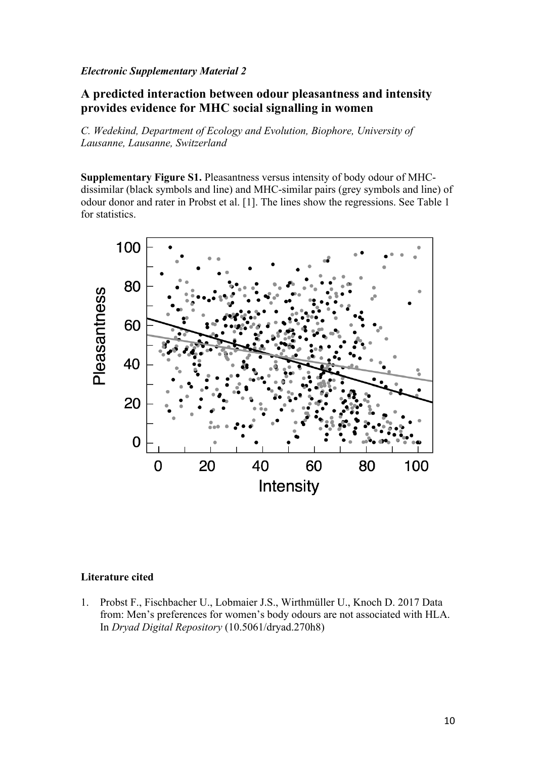*Electronic Supplementary Material 2*

## A predicted interaction between odour pleasantness and intensity provides evidence for MHC social signalling in women

*C. Wedekind, Department of Ecology and Evolution, Biophore, University of Lausanne, Lausanne, Switzerland*

**Supplementary Figure S1.** Pleasantness versus intensity of body odour of MHC-dissimilar (black symbols and line) and MHC-similar pairs (grey symbols and line) of odour donor and rater in Probst et al. [1]. The lines show the regressions. See Table 1 for statistics.

### Literature cited

1. Probst F., Fischbacher U., Lobmaier J.S., Wirthmüller U., Knoch D. 2017 Data from: Men's preferences for women's body odours are not associated with HLA. In *Dryad Digital Repository* (10.5061/dryad.270h8)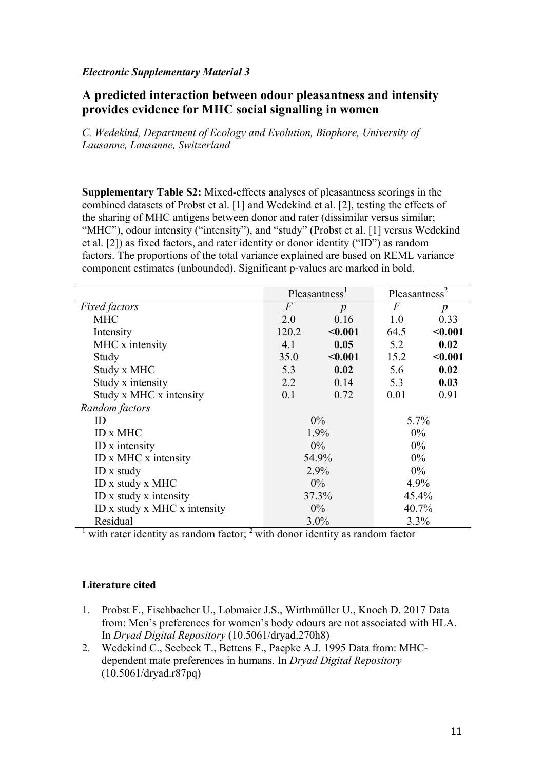*Electronic Supplementary Material 3*

## A predicted interaction between odour pleasantness and intensity provides evidence for MHC social signalling in women

*C. Wedekind, Department of Ecology and Evolution, Biophore, University of Lausanne, Lausanne, Switzerland*

**Supplementary Table S2:** Mixed-effects analyses of pleasantness scorings in the combined datasets of Probst et al. [1] and Wedekind et al. [2], testing the effects of the sharing of MHC antigens between donor and rater (dissimilar versus similar; "MHC"), odour intensity ("intensity"), and "study" (Probst et al. [1] versus Wedekind et al. [2]) as fixed factors, and rater identity or donor identity ("ID") as random factors. The proportions of the total variance explained are based on REML variance component estimates (unbounded). Significant p-values are marked in bold.

| | Pleasantness[1] | | Pleasantness[2] | |
|---|---|---|---|---|
| *Fixed factors* | $F$ | $p$ | $F$ | $p$ |
| MHC | 2.0 | 0.16 | 1.0 | 0.33 |
| Intensity | 120.2 | **<0.001** | 64.5 | **<0.001** |
| MHC x intensity | 4.1 | **0.05** | 5.2 | **0.02** |
| Study | 35.0 | **<0.001** | 15.2 | **<0.001** |
| Study x MHC | 5.3 | **0.02** | 5.6 | **0.02** |
| Study x intensity | 2.2 | 0.14 | 5.3 | **0.03** |
| Study x MHC x intensity | 0.1 | 0.72 | 0.01 | 0.91 |
| *Random factors* | | | | |
| ID | 0% | | 5.7% | |
| ID x MHC | 1.9% | | 0% | |
| ID x intensity | 0% | | 0% | |
| ID x MHC x intensity | 54.9% | | 0% | |
| ID x study | 2.9% | | 0% | |
| ID x study x MHC | 0% | | 4.9% | |
| ID x study x intensity | 37.3% | | 45.4% | |
| ID x study x MHC x intensity | 0% | | 40.7% | |
| Residual | 3.0% | | 3.3% | |

[1] with rater identity as random factor; [2] with donor identity as random factor

**Literature cited**

1. Probst F., Fischbacher U., Lobmaier J.S., Wirthmüller U., Knoch D. 2017 Data from: Men's preferences for women's body odours are not associated with HLA. In *Dryad Digital Repository* (10.5061/dryad.270h8)
2. Wedekind C., Seebeck T., Bettens F., Paepke A.J. 1995 Data from: MHC-dependent mate preferences in humans. In *Dryad Digital Repository* (10.5061/dryad.r87pq)